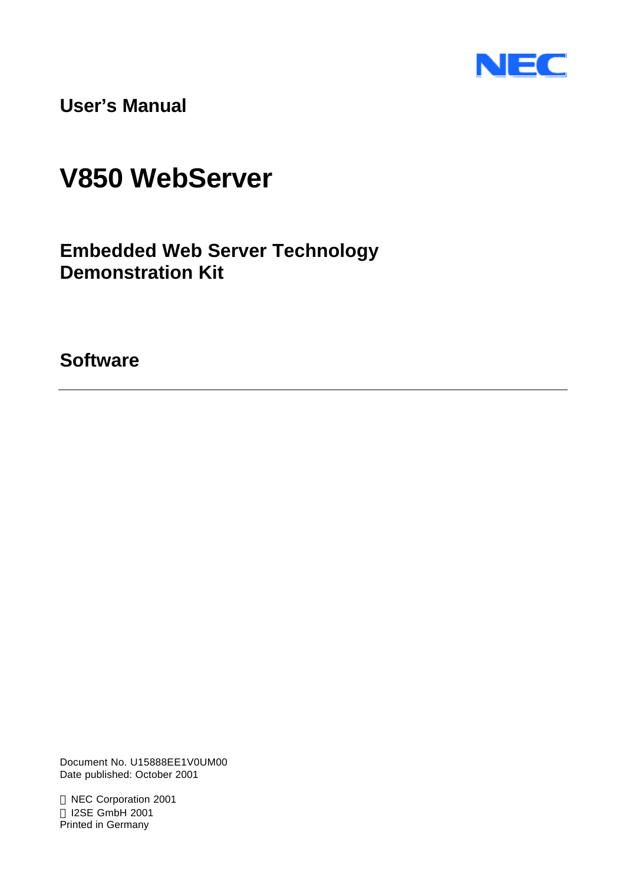NEC

**User's Manual**

# V850 WebServer

## Embedded Web Server Technology Demonstration Kit

## Software

---

Document No. U15888EE1V0UM00
Date published: October 2001

© NEC Corporation 2001
© I2SE GmbH 2001
Printed in Germany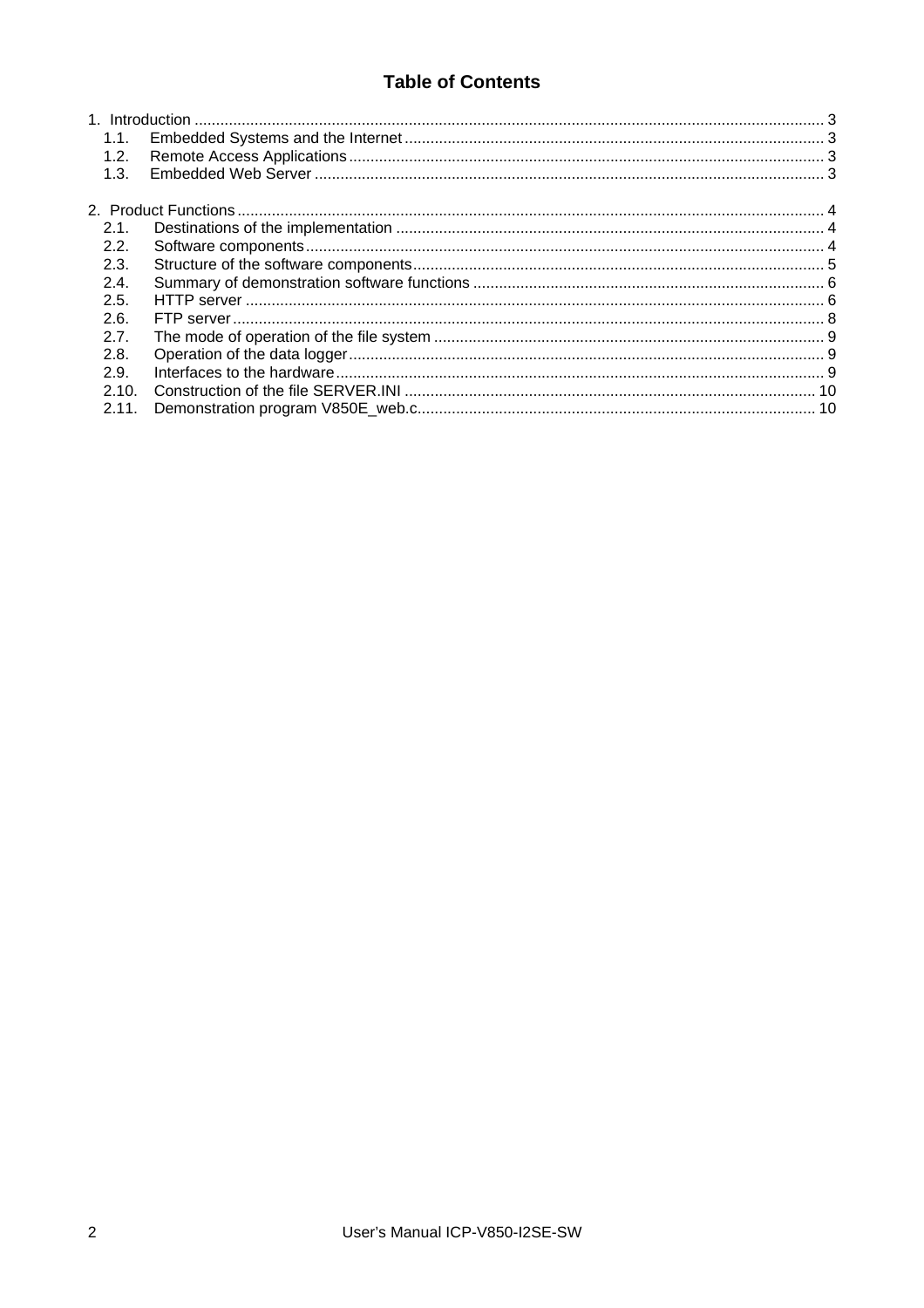# Table of Contents

1. Introduction .................................................................................................................................... 3
   1.1. Embedded Systems and the Internet ................................................................................. 3
   1.2. Remote Access Applications ............................................................................................. 3
   1.3. Embedded Web Server ...................................................................................................... 3

2. Product Functions ......................................................................................................................... 4
   2.1. Destinations of the implementation .................................................................................... 4
   2.2. Software components ......................................................................................................... 4
   2.3. Structure of the software components ................................................................................ 5
   2.4. Summary of demonstration software functions .................................................................. 6
   2.5. HTTP server ....................................................................................................................... 6
   2.6. FTP server .......................................................................................................................... 8
   2.7. The mode of operation of the file system ........................................................................... 9
   2.8. Operation of the data logger ............................................................................................... 9
   2.9. Interfaces to the hardware .................................................................................................. 9
   2.10. Construction of the file SERVER.INI ................................................................................ 10
   2.11. Demonstration program V850E_web.c ............................................................................. 10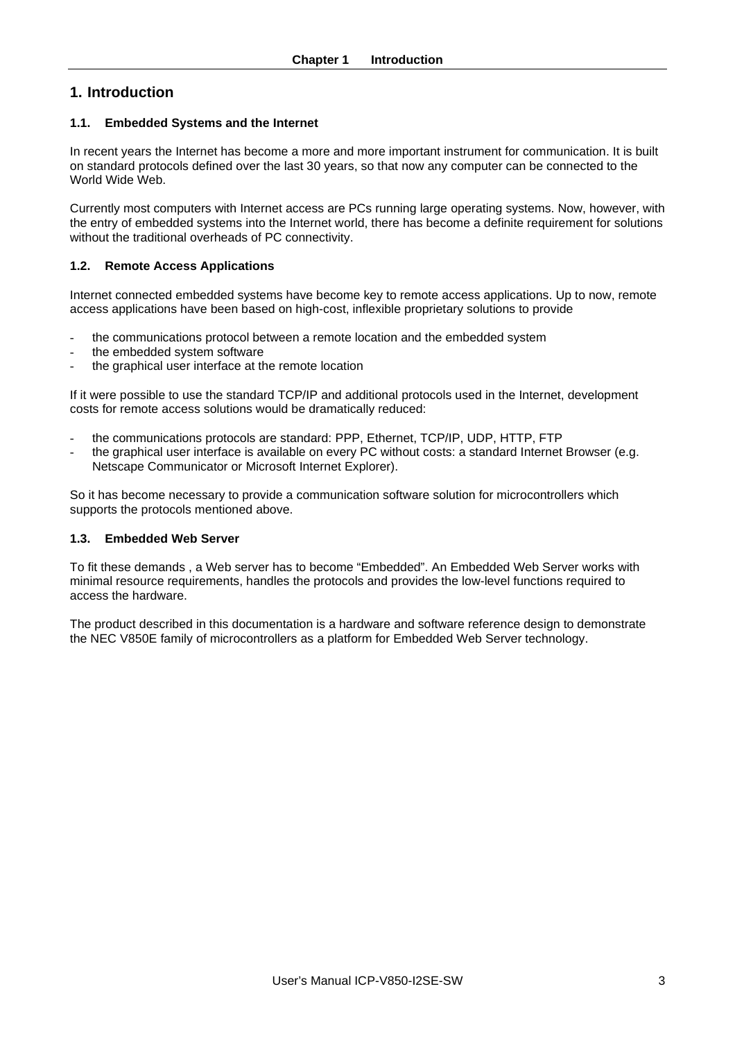# 1. Introduction

## 1.1. Embedded Systems and the Internet

In recent years the Internet has become a more and more important instrument for communication. It is built on standard protocols defined over the last 30 years, so that now any computer can be connected to the World Wide Web.

Currently most computers with Internet access are PCs running large operating systems. Now, however, with the entry of embedded systems into the Internet world, there has become a definite requirement for solutions without the traditional overheads of PC connectivity.

## 1.2. Remote Access Applications

Internet connected embedded systems have become key to remote access applications. Up to now, remote access applications have been based on high-cost, inflexible proprietary solutions to provide

- the communications protocol between a remote location and the embedded system
- the embedded system software
- the graphical user interface at the remote location

If it were possible to use the standard TCP/IP and additional protocols used in the Internet, development costs for remote access solutions would be dramatically reduced:

- the communications protocols are standard: PPP, Ethernet, TCP/IP, UDP, HTTP, FTP
- the graphical user interface is available on every PC without costs: a standard Internet Browser (e.g. Netscape Communicator or Microsoft Internet Explorer).

So it has become necessary to provide a communication software solution for microcontrollers which supports the protocols mentioned above.

## 1.3. Embedded Web Server

To fit these demands , a Web server has to become “Embedded”. An Embedded Web Server works with minimal resource requirements, handles the protocols and provides the low-level functions required to access the hardware.

The product described in this documentation is a hardware and software reference design to demonstrate the NEC V850E family of microcontrollers as a platform for Embedded Web Server technology.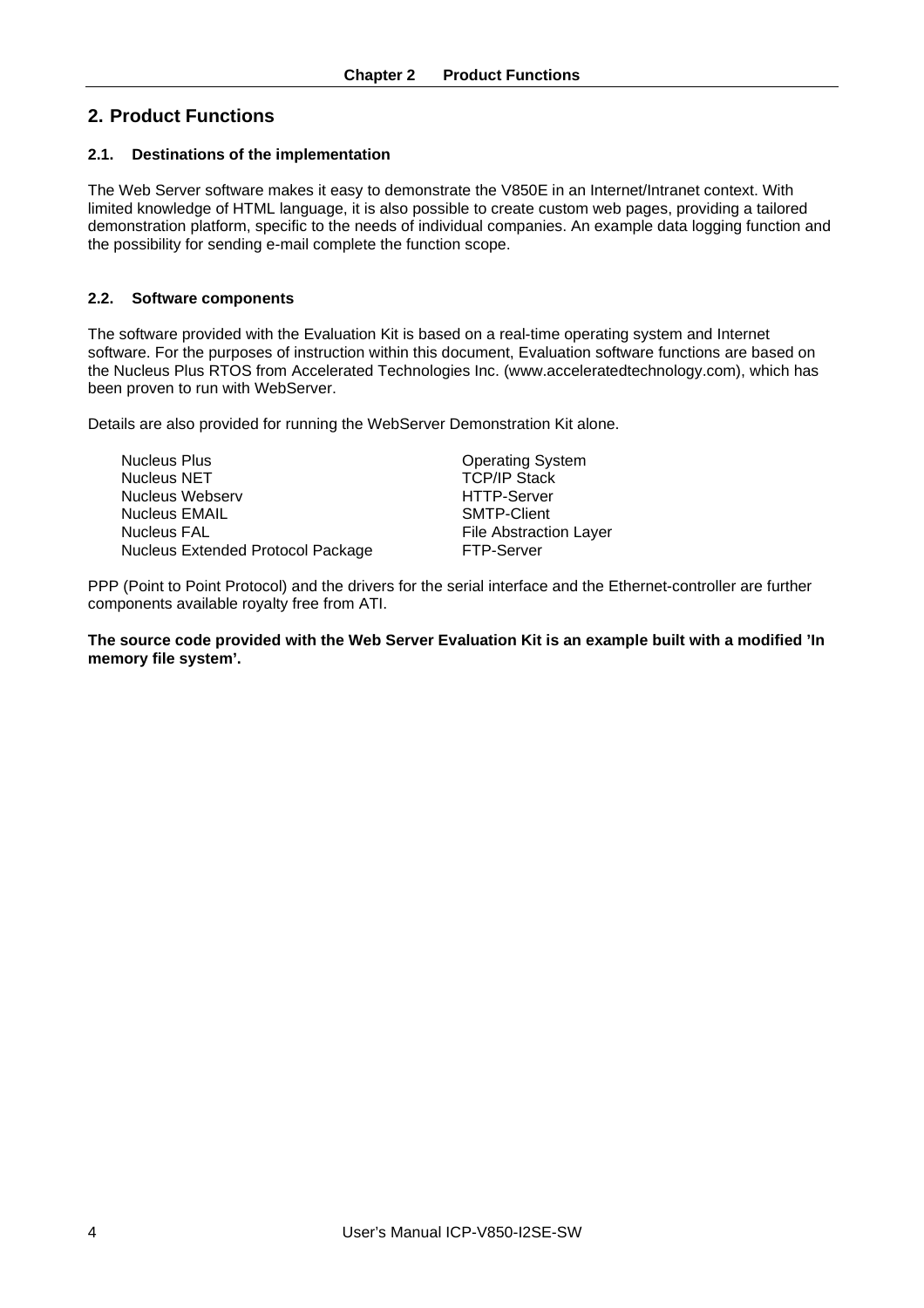# 2. Product Functions

## 2.1. Destinations of the implementation

The Web Server software makes it easy to demonstrate the V850E in an Internet/Intranet context. With limited knowledge of HTML language, it is also possible to create custom web pages, providing a tailored demonstration platform, specific to the needs of individual companies. An example data logging function and the possibility for sending e-mail complete the function scope.

## 2.2. Software components

The software provided with the Evaluation Kit is based on a real-time operating system and Internet software. For the purposes of instruction within this document, Evaluation software functions are based on the Nucleus Plus RTOS from Accelerated Technologies Inc. (www.acceleratedtechnology.com), which has been proven to run with WebServer.

Details are also provided for running the WebServer Demonstration Kit alone.

| | |
|---|---|
| Nucleus Plus | Operating System |
| Nucleus NET | TCP/IP Stack |
| Nucleus Webserv | HTTP-Server |
| Nucleus EMAIL | SMTP-Client |
| Nucleus FAL | File Abstraction Layer |
| Nucleus Extended Protocol Package | FTP-Server |

PPP (Point to Point Protocol) and the drivers for the serial interface and the Ethernet-controller are further components available royalty free from ATI.

**The source code provided with the Web Server Evaluation Kit is an example built with a modified 'In memory file system'.**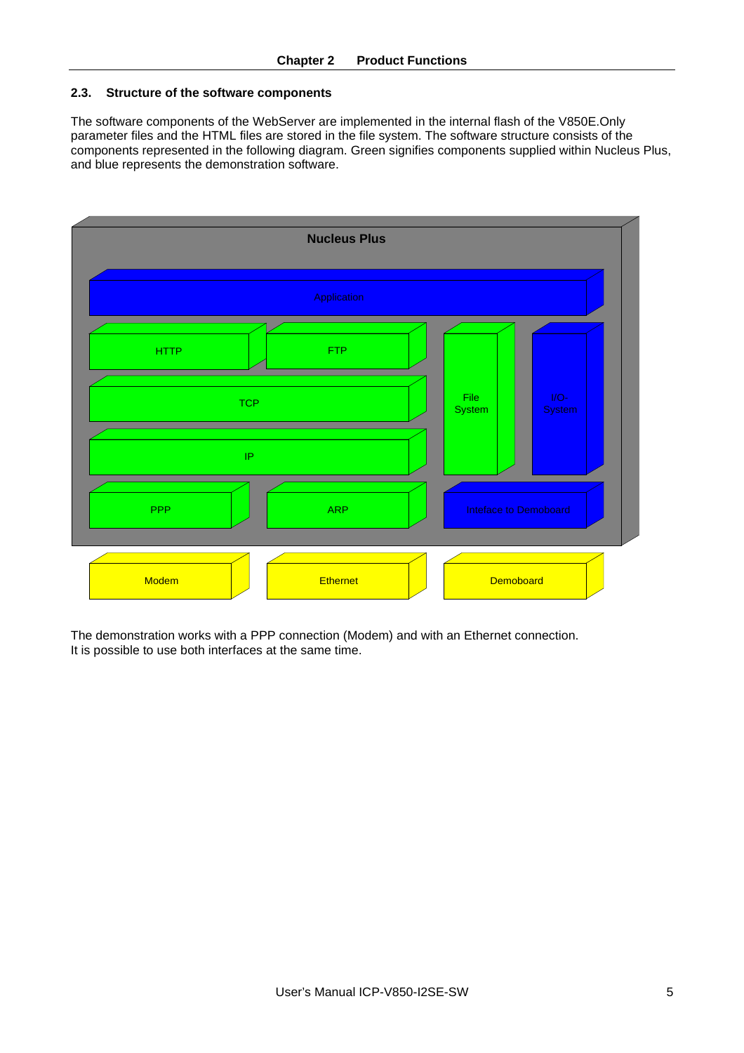## 2.3. Structure of the software components

The software components of the WebServer are implemented in the internal flash of the V850E.Only parameter files and the HTML files are stored in the file system. The software structure consists of the components represented in the following diagram. Green signifies components supplied within Nucleus Plus, and blue represents the demonstration software.

Nucleus Plus

Application

HTTP FTP File System I/O-System

TCP

IP

PPP ARP Inteface to Demoboard

Modem Ethernet Demoboard

The demonstration works with a PPP connection (Modem) and with an Ethernet connection. It is possible to use both interfaces at the same time.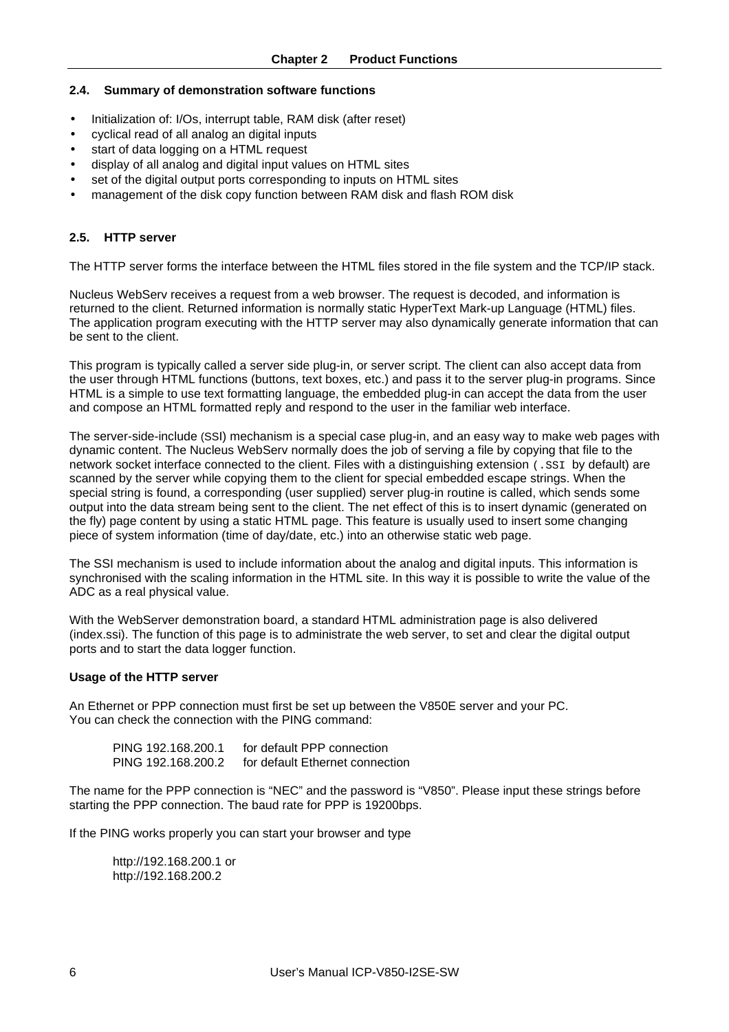## 2.4. Summary of demonstration software functions

- Initialization of: I/Os, interrupt table, RAM disk (after reset)
- cyclical read of all analog an digital inputs
- start of data logging on a HTML request
- display of all analog and digital input values on HTML sites
- set of the digital output ports corresponding to inputs on HTML sites
- management of the disk copy function between RAM disk and flash ROM disk

## 2.5. HTTP server

The HTTP server forms the interface between the HTML files stored in the file system and the TCP/IP stack.

Nucleus WebServ receives a request from a web browser. The request is decoded, and information is returned to the client. Returned information is normally static HyperText Mark-up Language (HTML) files. The application program executing with the HTTP server may also dynamically generate information that can be sent to the client.

This program is typically called a server side plug-in, or server script. The client can also accept data from the user through HTML functions (buttons, text boxes, etc.) and pass it to the server plug-in programs. Since HTML is a simple to use text formatting language, the embedded plug-in can accept the data from the user and compose an HTML formatted reply and respond to the user in the familiar web interface.

The server-side-include (SSI) mechanism is a special case plug-in, and an easy way to make web pages with dynamic content. The Nucleus WebServ normally does the job of serving a file by copying that file to the network socket interface connected to the client. Files with a distinguishing extension (`.SSI` by default) are scanned by the server while copying them to the client for special embedded escape strings. When the special string is found, a corresponding (user supplied) server plug-in routine is called, which sends some output into the data stream being sent to the client. The net effect of this is to insert dynamic (generated on the fly) page content by using a static HTML page. This feature is usually used to insert some changing piece of system information (time of day/date, etc.) into an otherwise static web page.

The SSI mechanism is used to include information about the analog and digital inputs. This information is synchronised with the scaling information in the HTML site. In this way it is possible to write the value of the ADC as a real physical value.

With the WebServer demonstration board, a standard HTML administration page is also delivered (index.ssi). The function of this page is to administrate the web server, to set and clear the digital output ports and to start the data logger function.

**Usage of the HTTP server**

An Ethernet or PPP connection must first be set up between the V850E server and your PC.
You can check the connection with the PING command:

| | |
|---|---|
| PING 192.168.200.1 | for default PPP connection |
| PING 192.168.200.2 | for default Ethernet connection |

The name for the PPP connection is “NEC” and the password is “V850”. Please input these strings before starting the PPP connection. The baud rate for PPP is 19200bps.

If the PING works properly you can start your browser and type

http://192.168.200.1 or
http://192.168.200.2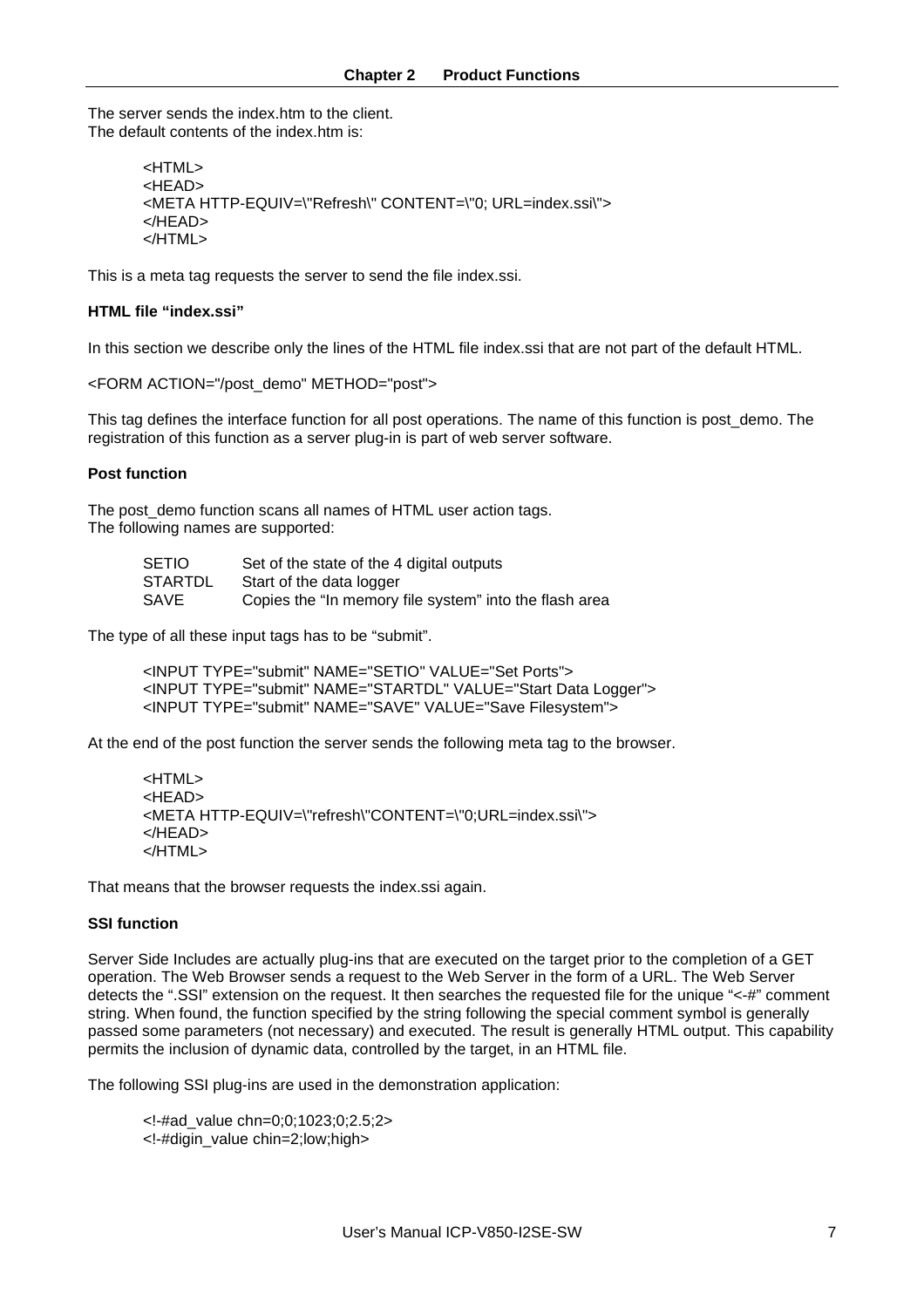The server sends the index.htm to the client.
The default contents of the index.htm is:

```
<HTML>
<HEAD>
<META HTTP-EQUIV=\"Refresh\" CONTENT=\"0; URL=index.ssi\">
</HEAD>
</HTML>
```

This is a meta tag requests the server to send the file index.ssi.

**HTML file “index.ssi”**

In this section we describe only the lines of the HTML file index.ssi that are not part of the default HTML.

```
<FORM ACTION="/post_demo" METHOD="post">
```

This tag defines the interface function for all post operations. The name of this function is post_demo. The registration of this function as a server plug-in is part of web server software.

**Post function**

The post_demo function scans all names of HTML user action tags.
The following names are supported:

| | |
|---|---|
| SETIO | Set of the state of the 4 digital outputs |
| STARTDL | Start of the data logger |
| SAVE | Copies the “In memory file system” into the flash area |

The type of all these input tags has to be “submit”.

```
<INPUT TYPE="submit" NAME="SETIO" VALUE="Set Ports">
<INPUT TYPE="submit" NAME="STARTDL" VALUE="Start Data Logger">
<INPUT TYPE="submit" NAME="SAVE" VALUE="Save Filesystem">
```

At the end of the post function the server sends the following meta tag to the browser.

```
<HTML>
<HEAD>
<META HTTP-EQUIV=\"refresh\"CONTENT=\"0;URL=index.ssi\">
</HEAD>
</HTML>
```

That means that the browser requests the index.ssi again.

**SSI function**

Server Side Includes are actually plug-ins that are executed on the target prior to the completion of a GET operation. The Web Browser sends a request to the Web Server in the form of a URL. The Web Server detects the “.SSI” extension on the request. It then searches the requested file for the unique “<-#” comment string. When found, the function specified by the string following the special comment symbol is generally passed some parameters (not necessary) and executed. The result is generally HTML output. This capability permits the inclusion of dynamic data, controlled by the target, in an HTML file.

The following SSI plug-ins are used in the demonstration application:

```
<!-#ad_value chn=0;0;1023;0;2.5;2>
<!-#digin_value chin=2;low;high>
```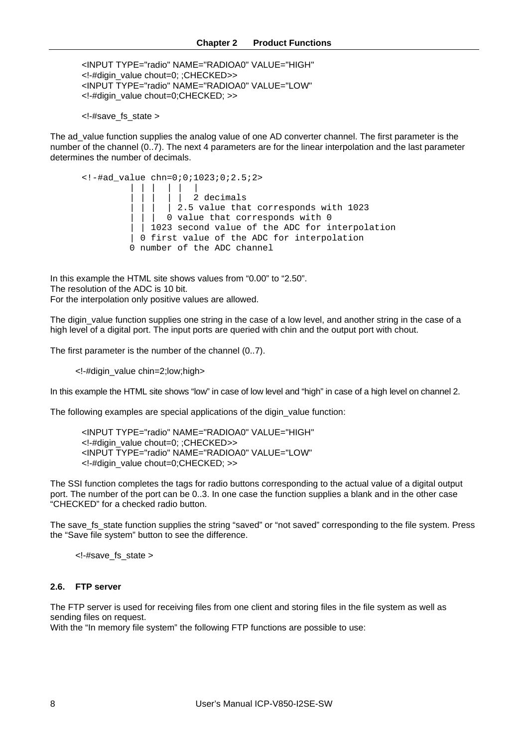```
<INPUT TYPE="radio" NAME="RADIOA0" VALUE="HIGH"
<!-#digin_value chout=0; ;CHECKED>>
<INPUT TYPE="radio" NAME="RADIOA0" VALUE="LOW"
<!-#digin_value chout=0;CHECKED; >>

<!-#save_fs_state >
```

The ad_value function supplies the analog value of one AD converter channel. The first parameter is the number of the channel (0..7). The next 4 parameters are for the linear interpolation and the last parameter determines the number of decimals.

```
<!-#ad_value chn=0;0;1023;0;2.5;2>
         | | |  | |  |
         | | |  | |  2 decimals
         | | |  | 2.5 value that corresponds with 1023
         | | |  0 value that corresponds with 0
         | | 1023 second value of the ADC for interpolation
         | 0 first value of the ADC for interpolation
         0 number of the ADC channel
```

In this example the HTML site shows values from “0.00” to “2.50”.
The resolution of the ADC is 10 bit.
For the interpolation only positive values are allowed.

The digin_value function supplies one string in the case of a low level, and another string in the case of a high level of a digital port. The input ports are queried with chin and the output port with chout.

The first parameter is the number of the channel (0..7).

```
<!-#digin_value chin=2;low;high>
```

In this example the HTML site shows “low” in case of low level and “high” in case of a high level on channel 2.

The following examples are special applications of the digin_value function:

```
<INPUT TYPE="radio" NAME="RADIOA0" VALUE="HIGH"
<!-#digin_value chout=0; ;CHECKED>>
<INPUT TYPE="radio" NAME="RADIOA0" VALUE="LOW"
<!-#digin_value chout=0;CHECKED; >>
```

The SSI function completes the tags for radio buttons corresponding to the actual value of a digital output port. The number of the port can be 0..3. In one case the function supplies a blank and in the other case “CHECKED” for a checked radio button.

The save_fs_state function supplies the string “saved” or “not saved” corresponding to the file system. Press the “Save file system” button to see the difference.

```
<!-#save_fs_state >
```

### 2.6. FTP server

The FTP server is used for receiving files from one client and storing files in the file system as well as sending files on request.
With the “In memory file system” the following FTP functions are possible to use: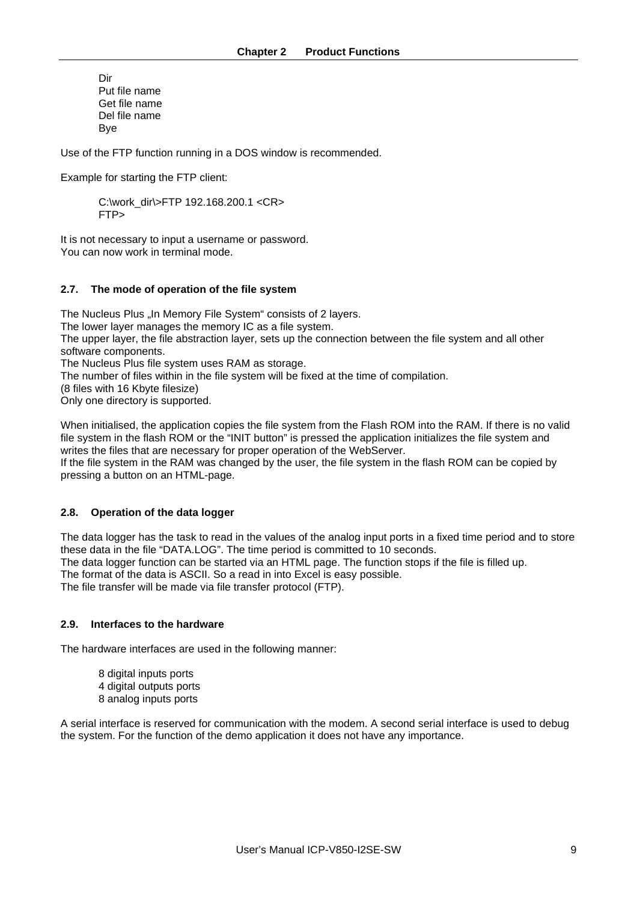Dir
Put file name
Get file name
Del file name
Bye

Use of the FTP function running in a DOS window is recommended.

Example for starting the FTP client:

```
C:\work_dir\>FTP 192.168.200.1 <CR>
FTP>
```

It is not necessary to input a username or password.
You can now work in terminal mode.

## 2.7. The mode of operation of the file system

The Nucleus Plus „In Memory File System“ consists of 2 layers.
The lower layer manages the memory IC as a file system.
The upper layer, the file abstraction layer, sets up the connection between the file system and all other software components.
The Nucleus Plus file system uses RAM as storage.
The number of files within in the file system will be fixed at the time of compilation.
(8 files with 16 Kbyte filesize)
Only one directory is supported.

When initialised, the application copies the file system from the Flash ROM into the RAM. If there is no valid file system in the flash ROM or the "INIT button" is pressed the application initializes the file system and writes the files that are necessary for proper operation of the WebServer.
If the file system in the RAM was changed by the user, the file system in the flash ROM can be copied by pressing a button on an HTML-page.

## 2.8. Operation of the data logger

The data logger has the task to read in the values of the analog input ports in a fixed time period and to store these data in the file "DATA.LOG". The time period is committed to 10 seconds.
The data logger function can be started via an HTML page. The function stops if the file is filled up.
The format of the data is ASCII. So a read in into Excel is easy possible.
The file transfer will be made via file transfer protocol (FTP).

## 2.9. Interfaces to the hardware

The hardware interfaces are used in the following manner:

8 digital inputs ports
4 digital outputs ports
8 analog inputs ports

A serial interface is reserved for communication with the modem. A second serial interface is used to debug the system. For the function of the demo application it does not have any importance.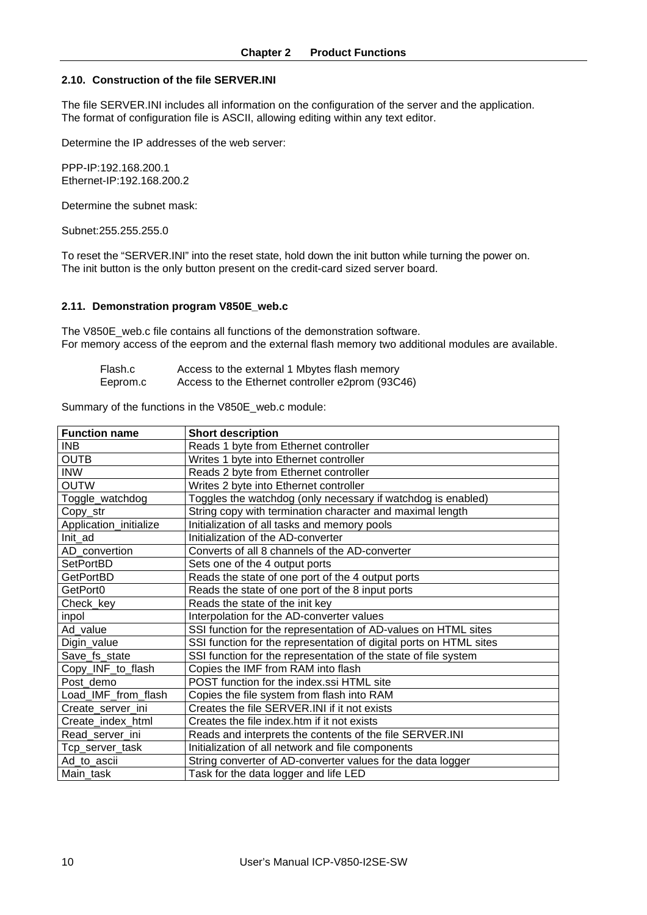### 2.10. Construction of the file SERVER.INI

The file SERVER.INI includes all information on the configuration of the server and the application. The format of configuration file is ASCII, allowing editing within any text editor.

Determine the IP addresses of the web server:

PPP-IP:192.168.200.1
Ethernet-IP:192.168.200.2

Determine the subnet mask:

Subnet:255.255.255.0

To reset the "SERVER.INI" into the reset state, hold down the init button while turning the power on. The init button is the only button present on the credit-card sized server board.

### 2.11. Demonstration program V850E_web.c

The V850E_web.c file contains all functions of the demonstration software.
For memory access of the eeprom and the external flash memory two additional modules are available.

| | |
|---|---|
| Flash.c | Access to the external 1 Mbytes flash memory |
| Eeprom.c | Access to the Ethernet controller e2prom (93C46) |

Summary of the functions in the V850E_web.c module:

| Function name | Short description |
|---|---|
| INB | Reads 1 byte from Ethernet controller |
| OUTB | Writes 1 byte into Ethernet controller |
| INW | Reads 2 byte from Ethernet controller |
| OUTW | Writes 2 byte into Ethernet controller |
| Toggle_watchdog | Toggles the watchdog (only necessary if watchdog is enabled) |
| Copy_str | String copy with termination character and maximal length |
| Application_initialize | Initialization of all tasks and memory pools |
| Init_ad | Initialization of the AD-converter |
| AD_convertion | Converts of all 8 channels of the AD-converter |
| SetPortBD | Sets one of the 4 output ports |
| GetPortBD | Reads the state of one port of the 4 output ports |
| GetPort0 | Reads the state of one port of the 8 input ports |
| Check_key | Reads the state of the init key |
| inpol | Interpolation for the AD-converter values |
| Ad_value | SSI function for the representation of AD-values on HTML sites |
| Digin_value | SSI function for the representation of digital ports on HTML sites |
| Save_fs_state | SSI function for the representation of the state of file system |
| Copy_INF_to_flash | Copies the IMF from RAM into flash |
| Post_demo | POST function for the index.ssi HTML site |
| Load_IMF_from_flash | Copies the file system from flash into RAM |
| Create_server_ini | Creates the file SERVER.INI if it not exists |
| Create_index_html | Creates the file index.htm if it not exists |
| Read_server_ini | Reads and interprets the contents of the file SERVER.INI |
| Tcp_server_task | Initialization of all network and file components |
| Ad_to_ascii | String converter of AD-converter values for the data logger |
| Main_task | Task for the data logger and life LED |